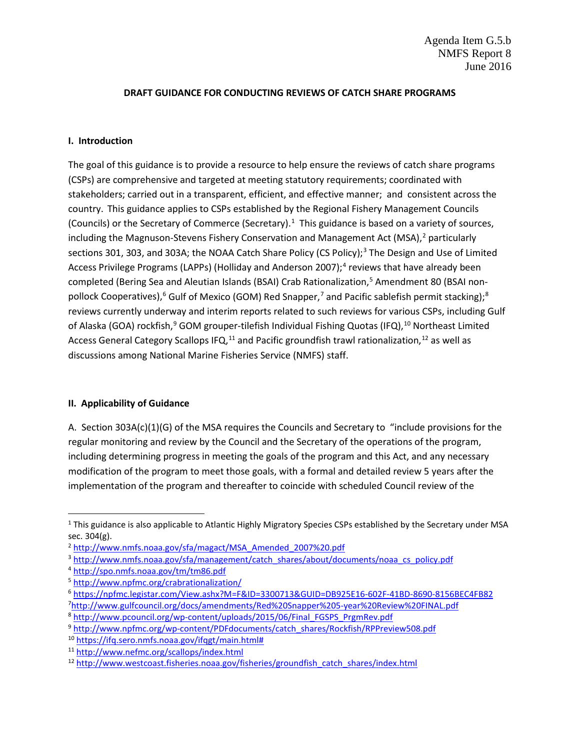Agenda Item G.5.b
NMFS Report 8
June 2016

**DRAFT GUIDANCE FOR CONDUCTING REVIEWS OF CATCH SHARE PROGRAMS**

## I. Introduction

The goal of this guidance is to provide a resource to help ensure the reviews of catch share programs (CSPs) are comprehensive and targeted at meeting statutory requirements; coordinated with stakeholders; carried out in a transparent, efficient, and effective manner; and consistent across the country. This guidance applies to CSPs established by the Regional Fishery Management Councils (Councils) or the Secretary of Commerce (Secretary).[1] This guidance is based on a variety of sources, including the Magnuson-Stevens Fishery Conservation and Management Act (MSA),[2] particularly sections 301, 303, and 303A; the NOAA Catch Share Policy (CS Policy);[3] The Design and Use of Limited Access Privilege Programs (LAPPs) (Holliday and Anderson 2007);[4] reviews that have already been completed (Bering Sea and Aleutian Islands (BSAI) Crab Rationalization,[5] Amendment 80 (BSAI non-pollock Cooperatives),[6] Gulf of Mexico (GOM) Red Snapper,[7] and Pacific sablefish permit stacking);[8] reviews currently underway and interim reports related to such reviews for various CSPs, including Gulf of Alaska (GOA) rockfish,[9] GOM grouper-tilefish Individual Fishing Quotas (IFQ),[10] Northeast Limited Access General Category Scallops IFQ,[11] and Pacific groundfish trawl rationalization,[12] as well as discussions among National Marine Fisheries Service (NMFS) staff.

## II. Applicability of Guidance

A. Section 303A(c)(1)(G) of the MSA requires the Councils and Secretary to "include provisions for the regular monitoring and review by the Council and the Secretary of the operations of the program, including determining progress in meeting the goals of the program and this Act, and any necessary modification of the program to meet those goals, with a formal and detailed review 5 years after the implementation of the program and thereafter to coincide with scheduled Council review of the

---

[1] This guidance is also applicable to Atlantic Highly Migratory Species CSPs established by the Secretary under MSA sec. 304(g).

[2] http://www.nmfs.noaa.gov/sfa/magact/MSA_Amended_2007%20.pdf

[3] http://www.nmfs.noaa.gov/sfa/management/catch_shares/about/documents/noaa_cs_policy.pdf

[4] http://spo.nmfs.noaa.gov/tm/tm86.pdf

[5] http://www.npfmc.org/crabrationalization/

[6] https://npfmc.legistar.com/View.ashx?M=F&ID=3300713&GUID=DB925E16-602F-41BD-8690-8156BEC4FB82

[7] http://www.gulfcouncil.org/docs/amendments/Red%20Snapper%205-year%20Review%20FINAL.pdf

[8] http://www.pcouncil.org/wp-content/uploads/2015/06/Final_FGSPS_PrgmRev.pdf

[9] http://www.npfmc.org/wp-content/PDFdocuments/catch_shares/Rockfish/RPPreview508.pdf

[10] https://ifq.sero.nmfs.noaa.gov/ifqgt/main.html#

[11] http://www.nefmc.org/scallops/index.html

[12] http://www.westcoast.fisheries.noaa.gov/fisheries/groundfish_catch_shares/index.html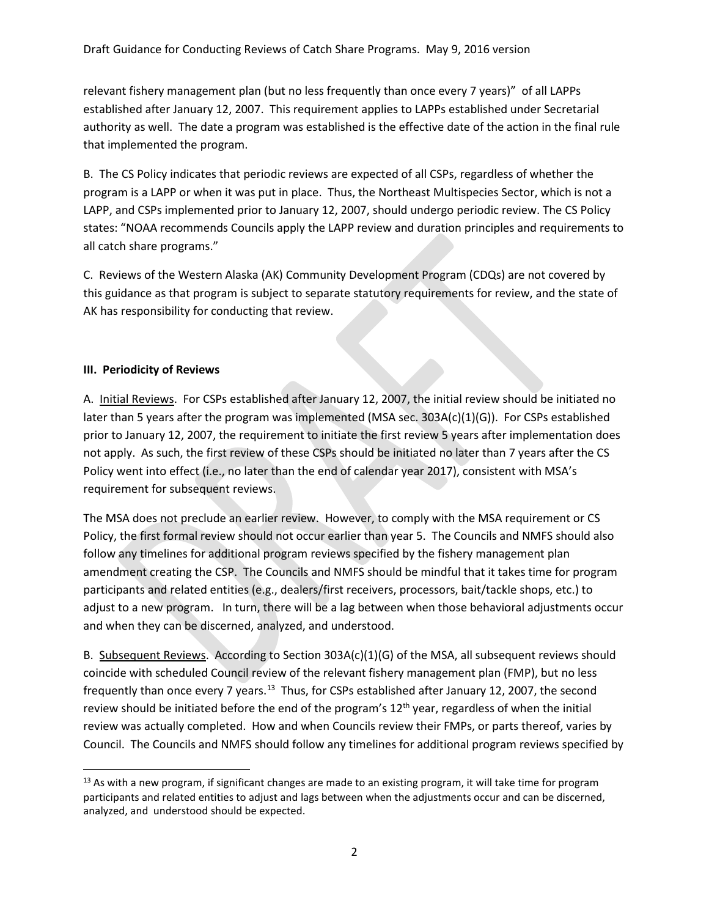relevant fishery management plan (but no less frequently than once every 7 years)" of all LAPPs established after January 12, 2007. This requirement applies to LAPPs established under Secretarial authority as well. The date a program was established is the effective date of the action in the final rule that implemented the program.

B. The CS Policy indicates that periodic reviews are expected of all CSPs, regardless of whether the program is a LAPP or when it was put in place. Thus, the Northeast Multispecies Sector, which is not a LAPP, and CSPs implemented prior to January 12, 2007, should undergo periodic review. The CS Policy states: "NOAA recommends Councils apply the LAPP review and duration principles and requirements to all catch share programs."

C. Reviews of the Western Alaska (AK) Community Development Program (CDQs) are not covered by this guidance as that program is subject to separate statutory requirements for review, and the state of AK has responsibility for conducting that review.

### III. Periodicity of Reviews

A. <u>Initial Reviews</u>. For CSPs established after January 12, 2007, the initial review should be initiated no later than 5 years after the program was implemented (MSA sec. 303A(c)(1)(G)). For CSPs established prior to January 12, 2007, the requirement to initiate the first review 5 years after implementation does not apply. As such, the first review of these CSPs should be initiated no later than 7 years after the CS Policy went into effect (i.e., no later than the end of calendar year 2017), consistent with MSA's requirement for subsequent reviews.

The MSA does not preclude an earlier review. However, to comply with the MSA requirement or CS Policy, the first formal review should not occur earlier than year 5. The Councils and NMFS should also follow any timelines for additional program reviews specified by the fishery management plan amendment creating the CSP. The Councils and NMFS should be mindful that it takes time for program participants and related entities (e.g., dealers/first receivers, processors, bait/tackle shops, etc.) to adjust to a new program. In turn, there will be a lag between when those behavioral adjustments occur and when they can be discerned, analyzed, and understood.

B. <u>Subsequent Reviews</u>. According to Section 303A(c)(1)(G) of the MSA, all subsequent reviews should coincide with scheduled Council review of the relevant fishery management plan (FMP), but no less frequently than once every 7 years.[13] Thus, for CSPs established after January 12, 2007, the second review should be initiated before the end of the program's 12th year, regardless of when the initial review was actually completed. How and when Councils review their FMPs, or parts thereof, varies by Council. The Councils and NMFS should follow any timelines for additional program reviews specified by

[13] As with a new program, if significant changes are made to an existing program, it will take time for program participants and related entities to adjust and lags between when the adjustments occur and can be discerned, analyzed, and understood should be expected.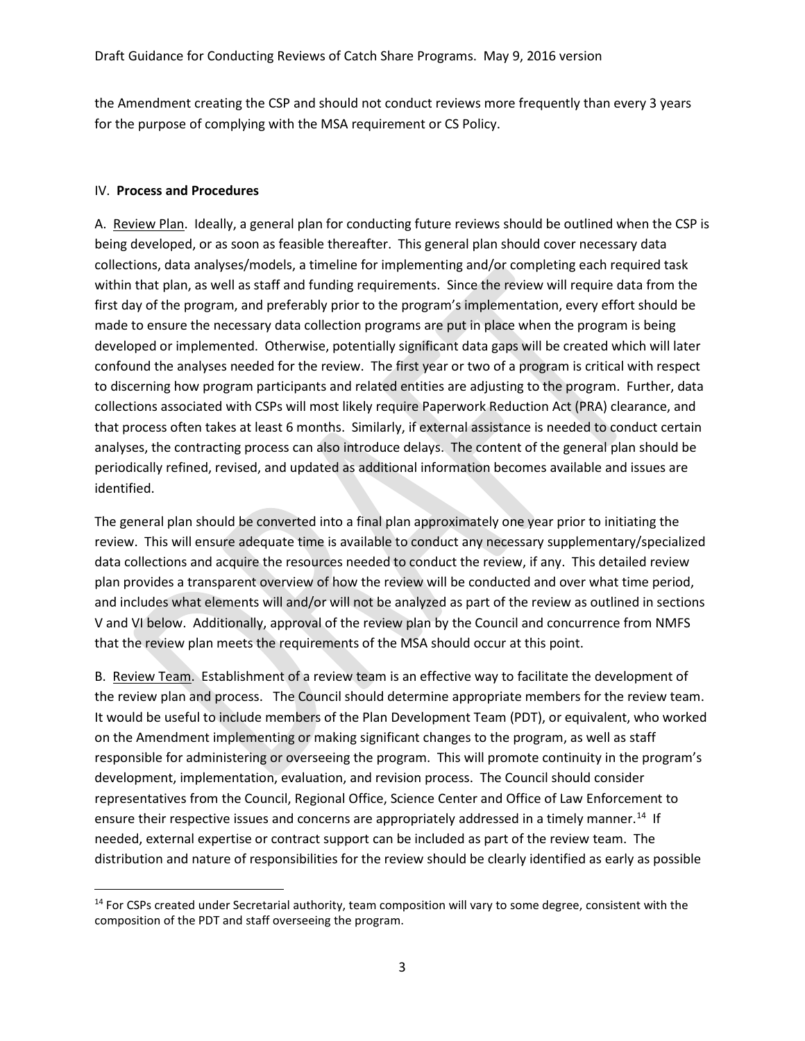the Amendment creating the CSP and should not conduct reviews more frequently than every 3 years for the purpose of complying with the MSA requirement or CS Policy.

## IV. **Process and Procedures**

A. Review Plan. Ideally, a general plan for conducting future reviews should be outlined when the CSP is being developed, or as soon as feasible thereafter. This general plan should cover necessary data collections, data analyses/models, a timeline for implementing and/or completing each required task within that plan, as well as staff and funding requirements. Since the review will require data from the first day of the program, and preferably prior to the program's implementation, every effort should be made to ensure the necessary data collection programs are put in place when the program is being developed or implemented. Otherwise, potentially significant data gaps will be created which will later confound the analyses needed for the review. The first year or two of a program is critical with respect to discerning how program participants and related entities are adjusting to the program. Further, data collections associated with CSPs will most likely require Paperwork Reduction Act (PRA) clearance, and that process often takes at least 6 months. Similarly, if external assistance is needed to conduct certain analyses, the contracting process can also introduce delays. The content of the general plan should be periodically refined, revised, and updated as additional information becomes available and issues are identified.

The general plan should be converted into a final plan approximately one year prior to initiating the review. This will ensure adequate time is available to conduct any necessary supplementary/specialized data collections and acquire the resources needed to conduct the review, if any. This detailed review plan provides a transparent overview of how the review will be conducted and over what time period, and includes what elements will and/or will not be analyzed as part of the review as outlined in sections V and VI below. Additionally, approval of the review plan by the Council and concurrence from NMFS that the review plan meets the requirements of the MSA should occur at this point.

B. Review Team. Establishment of a review team is an effective way to facilitate the development of the review plan and process. The Council should determine appropriate members for the review team. It would be useful to include members of the Plan Development Team (PDT), or equivalent, who worked on the Amendment implementing or making significant changes to the program, as well as staff responsible for administering or overseeing the program. This will promote continuity in the program's development, implementation, evaluation, and revision process. The Council should consider representatives from the Council, Regional Office, Science Center and Office of Law Enforcement to ensure their respective issues and concerns are appropriately addressed in a timely manner.[14] If needed, external expertise or contract support can be included as part of the review team. The distribution and nature of responsibilities for the review should be clearly identified as early as possible

[14] For CSPs created under Secretarial authority, team composition will vary to some degree, consistent with the composition of the PDT and staff overseeing the program.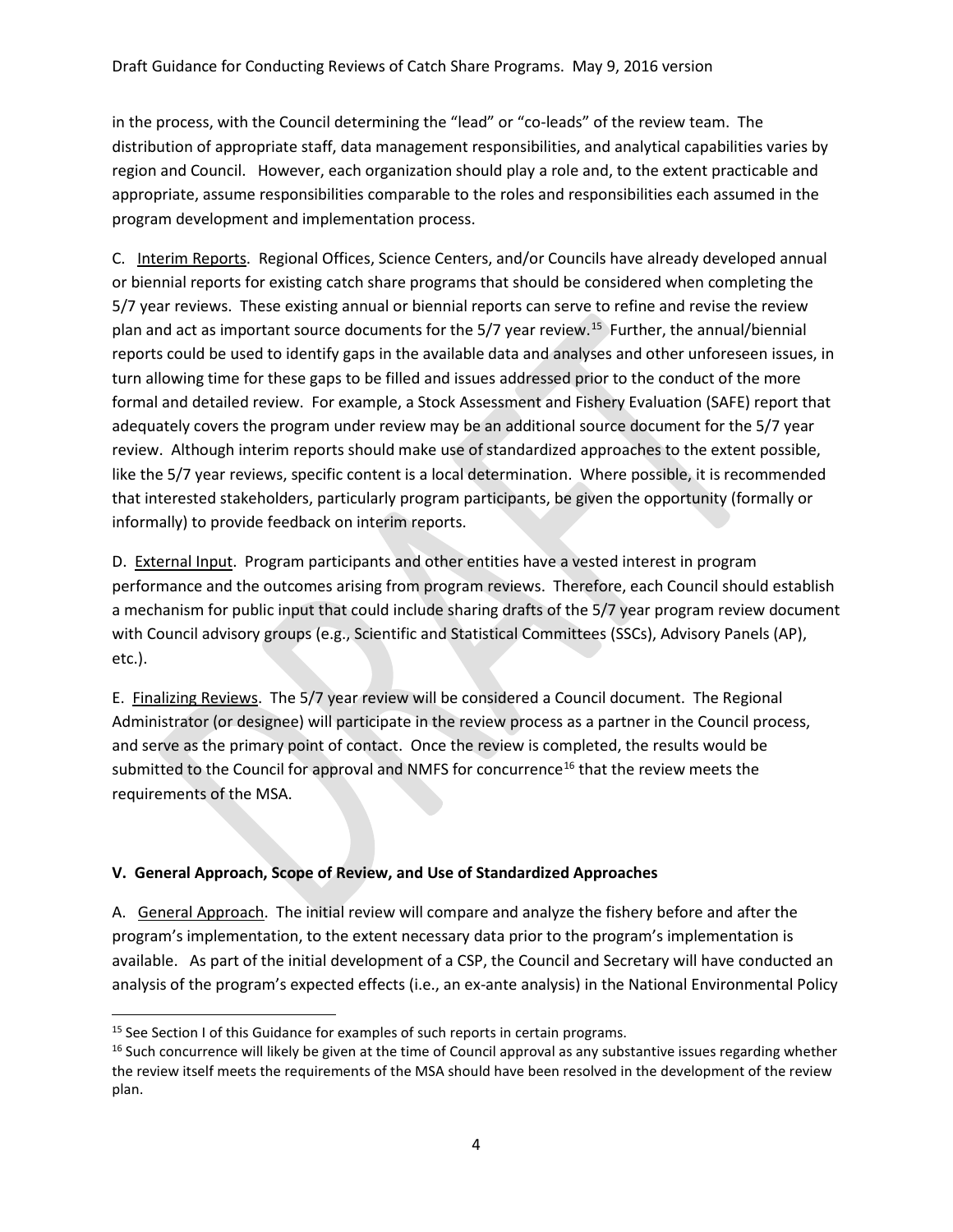in the process, with the Council determining the "lead" or "co-leads" of the review team. The distribution of appropriate staff, data management responsibilities, and analytical capabilities varies by region and Council. However, each organization should play a role and, to the extent practicable and appropriate, assume responsibilities comparable to the roles and responsibilities each assumed in the program development and implementation process.

C. <u>Interim Reports</u>. Regional Offices, Science Centers, and/or Councils have already developed annual or biennial reports for existing catch share programs that should be considered when completing the 5/7 year reviews. These existing annual or biennial reports can serve to refine and revise the review plan and act as important source documents for the 5/7 year review.[15] Further, the annual/biennial reports could be used to identify gaps in the available data and analyses and other unforeseen issues, in turn allowing time for these gaps to be filled and issues addressed prior to the conduct of the more formal and detailed review. For example, a Stock Assessment and Fishery Evaluation (SAFE) report that adequately covers the program under review may be an additional source document for the 5/7 year review. Although interim reports should make use of standardized approaches to the extent possible, like the 5/7 year reviews, specific content is a local determination. Where possible, it is recommended that interested stakeholders, particularly program participants, be given the opportunity (formally or informally) to provide feedback on interim reports.

D. <u>External Input</u>. Program participants and other entities have a vested interest in program performance and the outcomes arising from program reviews. Therefore, each Council should establish a mechanism for public input that could include sharing drafts of the 5/7 year program review document with Council advisory groups (e.g., Scientific and Statistical Committees (SSCs), Advisory Panels (AP), etc.).

E. <u>Finalizing Reviews</u>. The 5/7 year review will be considered a Council document. The Regional Administrator (or designee) will participate in the review process as a partner in the Council process, and serve as the primary point of contact. Once the review is completed, the results would be submitted to the Council for approval and NMFS for concurrence[16] that the review meets the requirements of the MSA.

## V. General Approach, Scope of Review, and Use of Standardized Approaches

A. <u>General Approach</u>. The initial review will compare and analyze the fishery before and after the program's implementation, to the extent necessary data prior to the program's implementation is available. As part of the initial development of a CSP, the Council and Secretary will have conducted an analysis of the program's expected effects (i.e., an ex-ante analysis) in the National Environmental Policy

---

[15] See Section I of this Guidance for examples of such reports in certain programs.

[16] Such concurrence will likely be given at the time of Council approval as any substantive issues regarding whether the review itself meets the requirements of the MSA should have been resolved in the development of the review plan.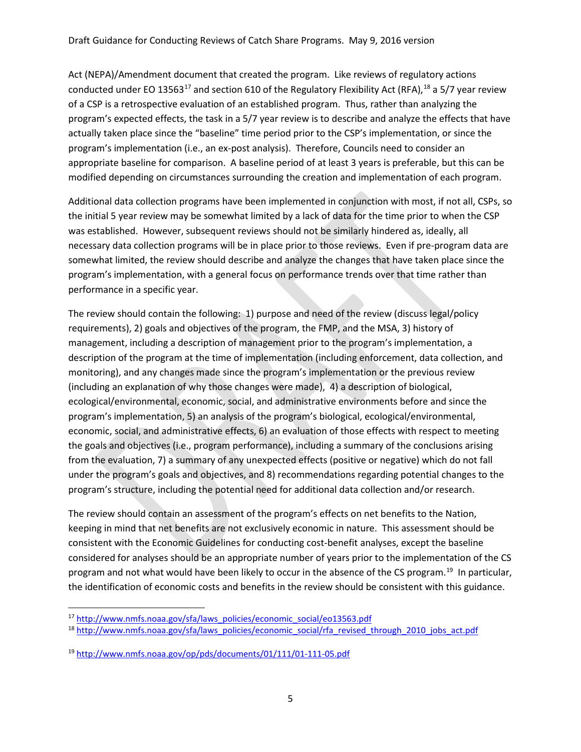Act (NEPA)/Amendment document that created the program. Like reviews of regulatory actions conducted under EO 13563[17] and section 610 of the Regulatory Flexibility Act (RFA),[18] a 5/7 year review of a CSP is a retrospective evaluation of an established program. Thus, rather than analyzing the program's expected effects, the task in a 5/7 year review is to describe and analyze the effects that have actually taken place since the "baseline" time period prior to the CSP's implementation, or since the program's implementation (i.e., an ex-post analysis). Therefore, Councils need to consider an appropriate baseline for comparison. A baseline period of at least 3 years is preferable, but this can be modified depending on circumstances surrounding the creation and implementation of each program.

Additional data collection programs have been implemented in conjunction with most, if not all, CSPs, so the initial 5 year review may be somewhat limited by a lack of data for the time prior to when the CSP was established. However, subsequent reviews should not be similarly hindered as, ideally, all necessary data collection programs will be in place prior to those reviews. Even if pre-program data are somewhat limited, the review should describe and analyze the changes that have taken place since the program's implementation, with a general focus on performance trends over that time rather than performance in a specific year.

The review should contain the following: 1) purpose and need of the review (discuss legal/policy requirements), 2) goals and objectives of the program, the FMP, and the MSA, 3) history of management, including a description of management prior to the program's implementation, a description of the program at the time of implementation (including enforcement, data collection, and monitoring), and any changes made since the program's implementation or the previous review (including an explanation of why those changes were made), 4) a description of biological, ecological/environmental, economic, social, and administrative environments before and since the program's implementation, 5) an analysis of the program's biological, ecological/environmental, economic, social, and administrative effects, 6) an evaluation of those effects with respect to meeting the goals and objectives (i.e., program performance), including a summary of the conclusions arising from the evaluation, 7) a summary of any unexpected effects (positive or negative) which do not fall under the program's goals and objectives, and 8) recommendations regarding potential changes to the program's structure, including the potential need for additional data collection and/or research.

The review should contain an assessment of the program's effects on net benefits to the Nation, keeping in mind that net benefits are not exclusively economic in nature. This assessment should be consistent with the Economic Guidelines for conducting cost-benefit analyses, except the baseline considered for analyses should be an appropriate number of years prior to the implementation of the CS program and not what would have been likely to occur in the absence of the CS program.[19] In particular, the identification of economic costs and benefits in the review should be consistent with this guidance.

---

[17] http://www.nmfs.noaa.gov/sfa/laws_policies/economic_social/eo13563.pdf

[18] http://www.nmfs.noaa.gov/sfa/laws_policies/economic_social/rfa_revised_through_2010_jobs_act.pdf

[19] http://www.nmfs.noaa.gov/op/pds/documents/01/111/01-111-05.pdf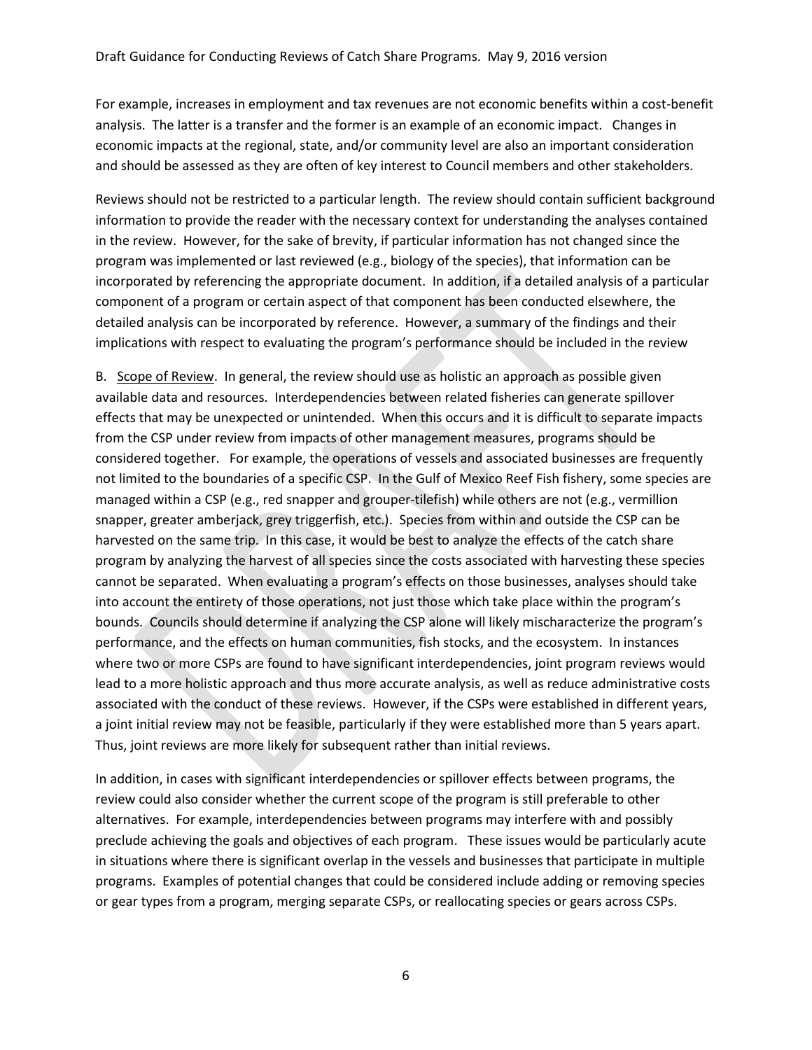For example, increases in employment and tax revenues are not economic benefits within a cost-benefit analysis. The latter is a transfer and the former is an example of an economic impact. Changes in economic impacts at the regional, state, and/or community level are also an important consideration and should be assessed as they are often of key interest to Council members and other stakeholders.

Reviews should not be restricted to a particular length. The review should contain sufficient background information to provide the reader with the necessary context for understanding the analyses contained in the review. However, for the sake of brevity, if particular information has not changed since the program was implemented or last reviewed (e.g., biology of the species), that information can be incorporated by referencing the appropriate document. In addition, if a detailed analysis of a particular component of a program or certain aspect of that component has been conducted elsewhere, the detailed analysis can be incorporated by reference. However, a summary of the findings and their implications with respect to evaluating the program's performance should be included in the review

B. Scope of Review. In general, the review should use as holistic an approach as possible given available data and resources. Interdependencies between related fisheries can generate spillover effects that may be unexpected or unintended. When this occurs and it is difficult to separate impacts from the CSP under review from impacts of other management measures, programs should be considered together. For example, the operations of vessels and associated businesses are frequently not limited to the boundaries of a specific CSP. In the Gulf of Mexico Reef Fish fishery, some species are managed within a CSP (e.g., red snapper and grouper-tilefish) while others are not (e.g., vermillion snapper, greater amberjack, grey triggerfish, etc.). Species from within and outside the CSP can be harvested on the same trip. In this case, it would be best to analyze the effects of the catch share program by analyzing the harvest of all species since the costs associated with harvesting these species cannot be separated. When evaluating a program's effects on those businesses, analyses should take into account the entirety of those operations, not just those which take place within the program's bounds. Councils should determine if analyzing the CSP alone will likely mischaracterize the program's performance, and the effects on human communities, fish stocks, and the ecosystem. In instances where two or more CSPs are found to have significant interdependencies, joint program reviews would lead to a more holistic approach and thus more accurate analysis, as well as reduce administrative costs associated with the conduct of these reviews. However, if the CSPs were established in different years, a joint initial review may not be feasible, particularly if they were established more than 5 years apart. Thus, joint reviews are more likely for subsequent rather than initial reviews.

In addition, in cases with significant interdependencies or spillover effects between programs, the review could also consider whether the current scope of the program is still preferable to other alternatives. For example, interdependencies between programs may interfere with and possibly preclude achieving the goals and objectives of each program. These issues would be particularly acute in situations where there is significant overlap in the vessels and businesses that participate in multiple programs. Examples of potential changes that could be considered include adding or removing species or gear types from a program, merging separate CSPs, or reallocating species or gears across CSPs.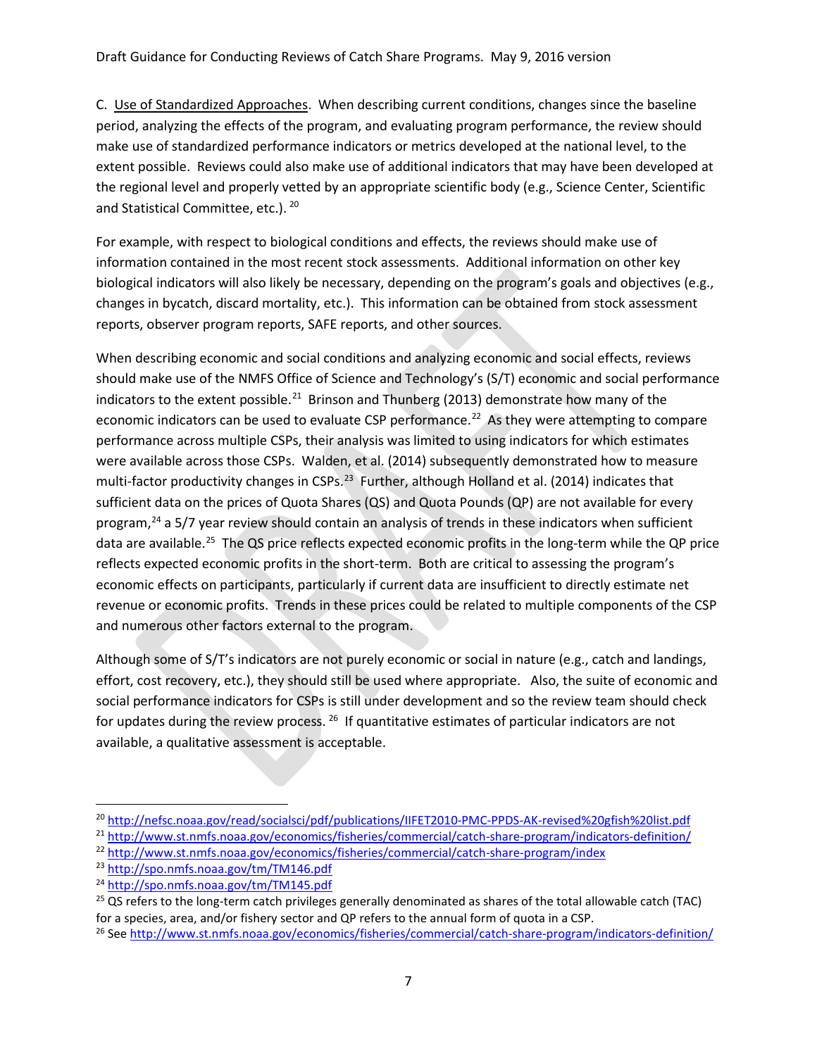C. <u>Use of Standardized Approaches</u>. When describing current conditions, changes since the baseline period, analyzing the effects of the program, and evaluating program performance, the review should make use of standardized performance indicators or metrics developed at the national level, to the extent possible. Reviews could also make use of additional indicators that may have been developed at the regional level and properly vetted by an appropriate scientific body (e.g., Science Center, Scientific and Statistical Committee, etc.). [20]

For example, with respect to biological conditions and effects, the reviews should make use of information contained in the most recent stock assessments. Additional information on other key biological indicators will also likely be necessary, depending on the program's goals and objectives (e.g., changes in bycatch, discard mortality, etc.). This information can be obtained from stock assessment reports, observer program reports, SAFE reports, and other sources.

When describing economic and social conditions and analyzing economic and social effects, reviews should make use of the NMFS Office of Science and Technology's (S/T) economic and social performance indicators to the extent possible.[21] Brinson and Thunberg (2013) demonstrate how many of the economic indicators can be used to evaluate CSP performance.[22] As they were attempting to compare performance across multiple CSPs, their analysis was limited to using indicators for which estimates were available across those CSPs. Walden, et al. (2014) subsequently demonstrated how to measure multi-factor productivity changes in CSPs.[23] Further, although Holland et al. (2014) indicates that sufficient data on the prices of Quota Shares (QS) and Quota Pounds (QP) are not available for every program,[24] a 5/7 year review should contain an analysis of trends in these indicators when sufficient data are available.[25] The QS price reflects expected economic profits in the long-term while the QP price reflects expected economic profits in the short-term. Both are critical to assessing the program's economic effects on participants, particularly if current data are insufficient to directly estimate net revenue or economic profits. Trends in these prices could be related to multiple components of the CSP and numerous other factors external to the program.

Although some of S/T's indicators are not purely economic or social in nature (e.g., catch and landings, effort, cost recovery, etc.), they should still be used where appropriate. Also, the suite of economic and social performance indicators for CSPs is still under development and so the review team should check for updates during the review process. [26] If quantitative estimates of particular indicators are not available, a qualitative assessment is acceptable.

---

[20] http://nefsc.noaa.gov/read/socialsci/pdf/publications/IIFET2010-PMC-PPDS-AK-revised%20gfish%20list.pdf

[21] http://www.st.nmfs.noaa.gov/economics/fisheries/commercial/catch-share-program/indicators-definition/

[22] http://www.st.nmfs.noaa.gov/economics/fisheries/commercial/catch-share-program/index

[23] http://spo.nmfs.noaa.gov/tm/TM146.pdf

[24] http://spo.nmfs.noaa.gov/tm/TM145.pdf

[25] QS refers to the long-term catch privileges generally denominated as shares of the total allowable catch (TAC) for a species, area, and/or fishery sector and QP refers to the annual form of quota in a CSP.

[26] See http://www.st.nmfs.noaa.gov/economics/fisheries/commercial/catch-share-program/indicators-definition/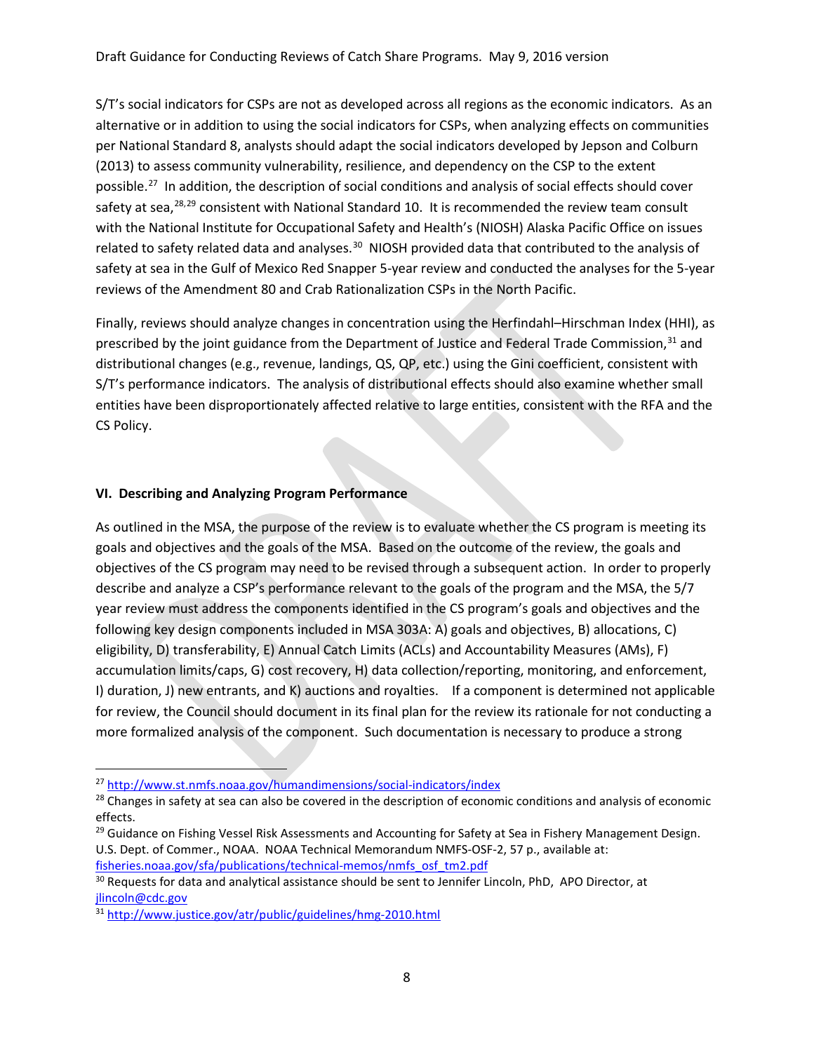S/T's social indicators for CSPs are not as developed across all regions as the economic indicators. As an alternative or in addition to using the social indicators for CSPs, when analyzing effects on communities per National Standard 8, analysts should adapt the social indicators developed by Jepson and Colburn (2013) to assess community vulnerability, resilience, and dependency on the CSP to the extent possible.[27] In addition, the description of social conditions and analysis of social effects should cover safety at sea,[28,29] consistent with National Standard 10. It is recommended the review team consult with the National Institute for Occupational Safety and Health's (NIOSH) Alaska Pacific Office on issues related to safety related data and analyses.[30] NIOSH provided data that contributed to the analysis of safety at sea in the Gulf of Mexico Red Snapper 5-year review and conducted the analyses for the 5-year reviews of the Amendment 80 and Crab Rationalization CSPs in the North Pacific.

Finally, reviews should analyze changes in concentration using the Herfindahl–Hirschman Index (HHI), as prescribed by the joint guidance from the Department of Justice and Federal Trade Commission,[31] and distributional changes (e.g., revenue, landings, QS, QP, etc.) using the Gini coefficient, consistent with S/T's performance indicators. The analysis of distributional effects should also examine whether small entities have been disproportionately affected relative to large entities, consistent with the RFA and the CS Policy.

## VI. Describing and Analyzing Program Performance

As outlined in the MSA, the purpose of the review is to evaluate whether the CS program is meeting its goals and objectives and the goals of the MSA. Based on the outcome of the review, the goals and objectives of the CS program may need to be revised through a subsequent action. In order to properly describe and analyze a CSP's performance relevant to the goals of the program and the MSA, the 5/7 year review must address the components identified in the CS program's goals and objectives and the following key design components included in MSA 303A: A) goals and objectives, B) allocations, C) eligibility, D) transferability, E) Annual Catch Limits (ACLs) and Accountability Measures (AMs), F) accumulation limits/caps, G) cost recovery, H) data collection/reporting, monitoring, and enforcement, I) duration, J) new entrants, and K) auctions and royalties. If a component is determined not applicable for review, the Council should document in its final plan for the review its rationale for not conducting a more formalized analysis of the component. Such documentation is necessary to produce a strong

---

[27] http://www.st.nmfs.noaa.gov/humandimensions/social-indicators/index

[28] Changes in safety at sea can also be covered in the description of economic conditions and analysis of economic effects.

[29] Guidance on Fishing Vessel Risk Assessments and Accounting for Safety at Sea in Fishery Management Design. U.S. Dept. of Commer., NOAA. NOAA Technical Memorandum NMFS-OSF-2, 57 p., available at: fisheries.noaa.gov/sfa/publications/technical-memos/nmfs_osf_tm2.pdf

[30] Requests for data and analytical assistance should be sent to Jennifer Lincoln, PhD, APO Director, at jlincoln@cdc.gov

[31] http://www.justice.gov/atr/public/guidelines/hmg-2010.html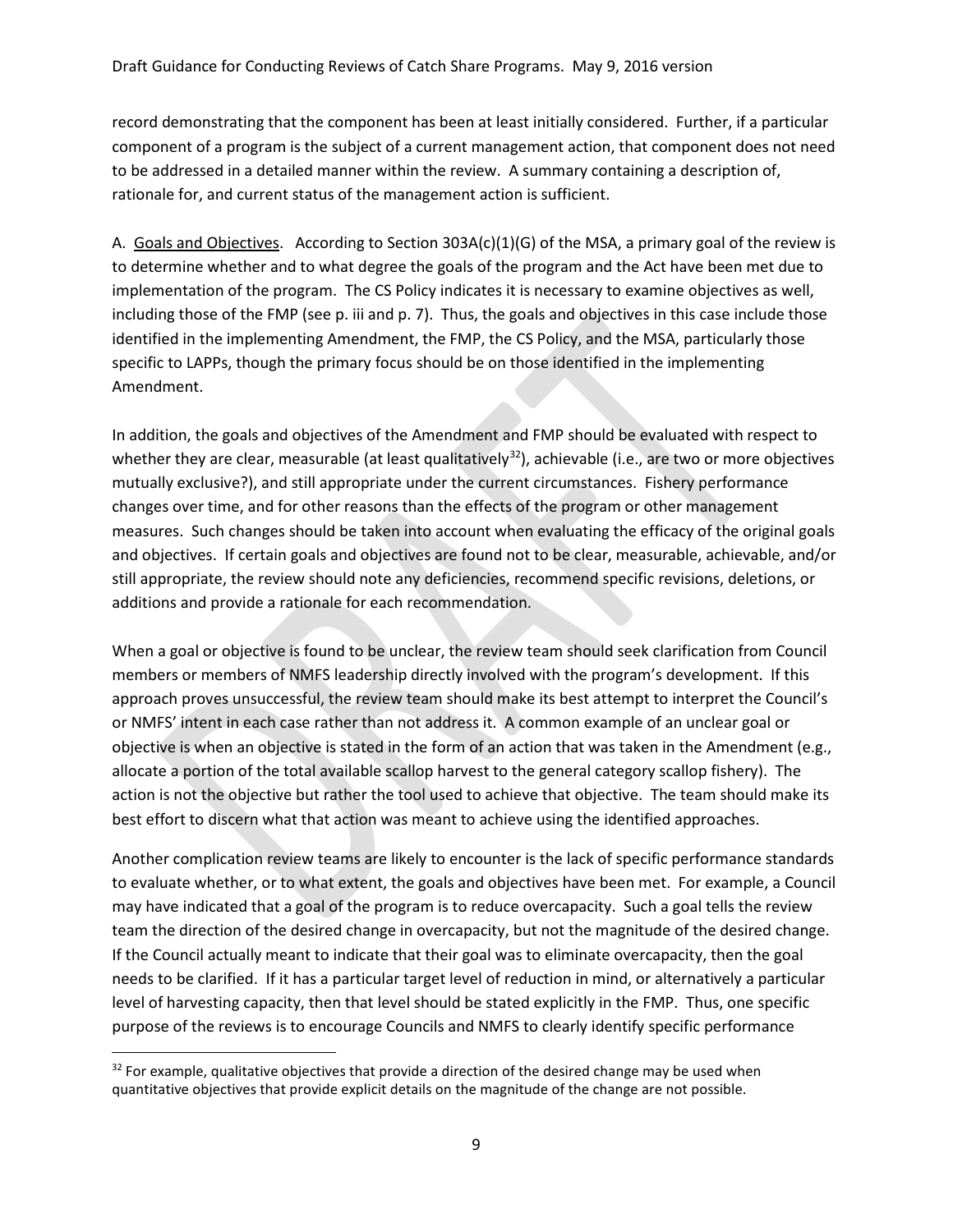record demonstrating that the component has been at least initially considered. Further, if a particular component of a program is the subject of a current management action, that component does not need to be addressed in a detailed manner within the review. A summary containing a description of, rationale for, and current status of the management action is sufficient.

A. Goals and Objectives. According to Section 303A(c)(1)(G) of the MSA, a primary goal of the review is to determine whether and to what degree the goals of the program and the Act have been met due to implementation of the program. The CS Policy indicates it is necessary to examine objectives as well, including those of the FMP (see p. iii and p. 7). Thus, the goals and objectives in this case include those identified in the implementing Amendment, the FMP, the CS Policy, and the MSA, particularly those specific to LAPPs, though the primary focus should be on those identified in the implementing Amendment.

In addition, the goals and objectives of the Amendment and FMP should be evaluated with respect to whether they are clear, measurable (at least qualitatively[32]), achievable (i.e., are two or more objectives mutually exclusive?), and still appropriate under the current circumstances. Fishery performance changes over time, and for other reasons than the effects of the program or other management measures. Such changes should be taken into account when evaluating the efficacy of the original goals and objectives. If certain goals and objectives are found not to be clear, measurable, achievable, and/or still appropriate, the review should note any deficiencies, recommend specific revisions, deletions, or additions and provide a rationale for each recommendation.

When a goal or objective is found to be unclear, the review team should seek clarification from Council members or members of NMFS leadership directly involved with the program's development. If this approach proves unsuccessful, the review team should make its best attempt to interpret the Council's or NMFS' intent in each case rather than not address it. A common example of an unclear goal or objective is when an objective is stated in the form of an action that was taken in the Amendment (e.g., allocate a portion of the total available scallop harvest to the general category scallop fishery). The action is not the objective but rather the tool used to achieve that objective. The team should make its best effort to discern what that action was meant to achieve using the identified approaches.

Another complication review teams are likely to encounter is the lack of specific performance standards to evaluate whether, or to what extent, the goals and objectives have been met. For example, a Council may have indicated that a goal of the program is to reduce overcapacity. Such a goal tells the review team the direction of the desired change in overcapacity, but not the magnitude of the desired change. If the Council actually meant to indicate that their goal was to eliminate overcapacity, then the goal needs to be clarified. If it has a particular target level of reduction in mind, or alternatively a particular level of harvesting capacity, then that level should be stated explicitly in the FMP. Thus, one specific purpose of the reviews is to encourage Councils and NMFS to clearly identify specific performance

[32] For example, qualitative objectives that provide a direction of the desired change may be used when quantitative objectives that provide explicit details on the magnitude of the change are not possible.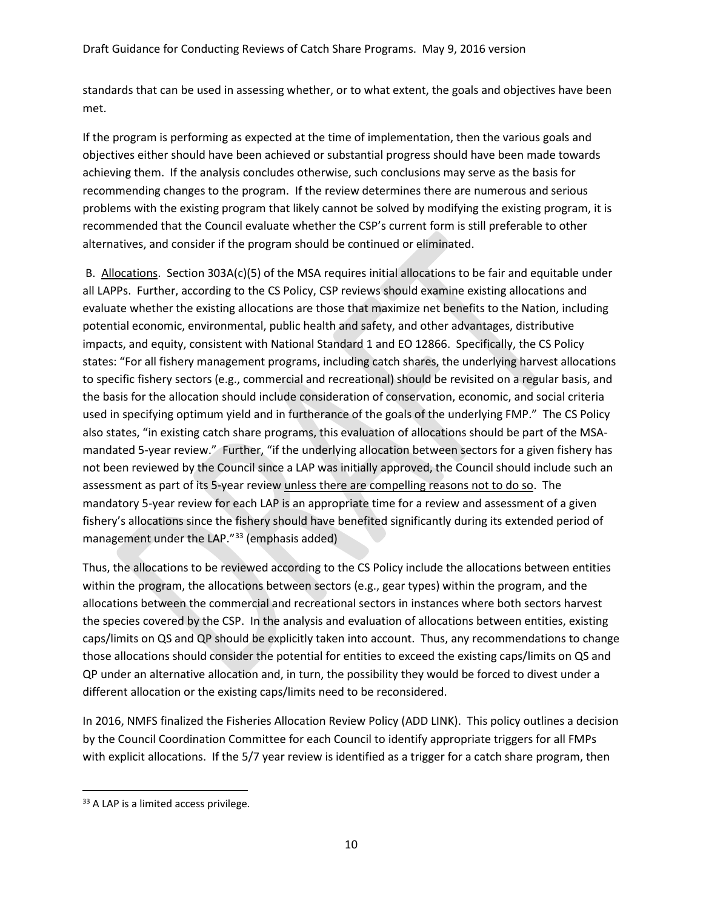standards that can be used in assessing whether, or to what extent, the goals and objectives have been met.

If the program is performing as expected at the time of implementation, then the various goals and objectives either should have been achieved or substantial progress should have been made towards achieving them. If the analysis concludes otherwise, such conclusions may serve as the basis for recommending changes to the program. If the review determines there are numerous and serious problems with the existing program that likely cannot be solved by modifying the existing program, it is recommended that the Council evaluate whether the CSP's current form is still preferable to other alternatives, and consider if the program should be continued or eliminated.

B. Allocations. Section 303A(c)(5) of the MSA requires initial allocations to be fair and equitable under all LAPPs. Further, according to the CS Policy, CSP reviews should examine existing allocations and evaluate whether the existing allocations are those that maximize net benefits to the Nation, including potential economic, environmental, public health and safety, and other advantages, distributive impacts, and equity, consistent with National Standard 1 and EO 12866. Specifically, the CS Policy states: "For all fishery management programs, including catch shares, the underlying harvest allocations to specific fishery sectors (e.g., commercial and recreational) should be revisited on a regular basis, and the basis for the allocation should include consideration of conservation, economic, and social criteria used in specifying optimum yield and in furtherance of the goals of the underlying FMP." The CS Policy also states, "in existing catch share programs, this evaluation of allocations should be part of the MSA-mandated 5-year review." Further, "if the underlying allocation between sectors for a given fishery has not been reviewed by the Council since a LAP was initially approved, the Council should include such an assessment as part of its 5-year review unless there are compelling reasons not to do so. The mandatory 5-year review for each LAP is an appropriate time for a review and assessment of a given fishery's allocations since the fishery should have benefited significantly during its extended period of management under the LAP."[33] (emphasis added)

Thus, the allocations to be reviewed according to the CS Policy include the allocations between entities within the program, the allocations between sectors (e.g., gear types) within the program, and the allocations between the commercial and recreational sectors in instances where both sectors harvest the species covered by the CSP. In the analysis and evaluation of allocations between entities, existing caps/limits on QS and QP should be explicitly taken into account. Thus, any recommendations to change those allocations should consider the potential for entities to exceed the existing caps/limits on QS and QP under an alternative allocation and, in turn, the possibility they would be forced to divest under a different allocation or the existing caps/limits need to be reconsidered.

In 2016, NMFS finalized the Fisheries Allocation Review Policy (ADD LINK). This policy outlines a decision by the Council Coordination Committee for each Council to identify appropriate triggers for all FMPs with explicit allocations. If the 5/7 year review is identified as a trigger for a catch share program, then

[33] A LAP is a limited access privilege.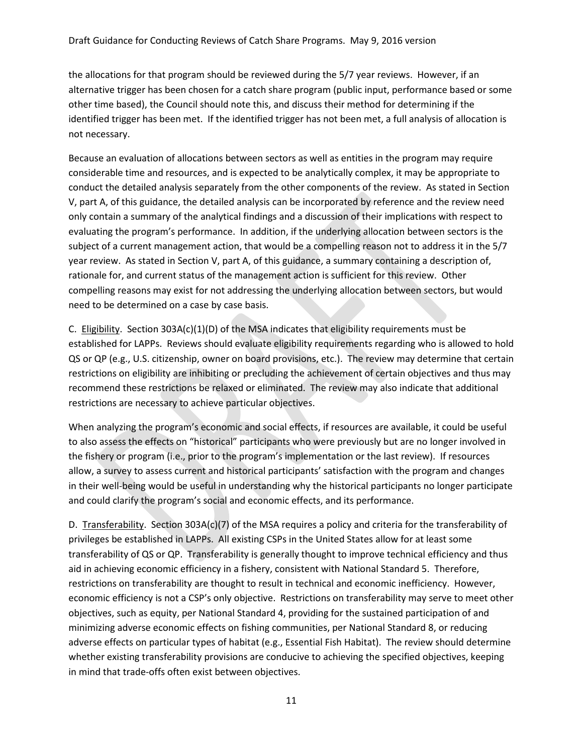the allocations for that program should be reviewed during the 5/7 year reviews. However, if an alternative trigger has been chosen for a catch share program (public input, performance based or some other time based), the Council should note this, and discuss their method for determining if the identified trigger has been met. If the identified trigger has not been met, a full analysis of allocation is not necessary.

Because an evaluation of allocations between sectors as well as entities in the program may require considerable time and resources, and is expected to be analytically complex, it may be appropriate to conduct the detailed analysis separately from the other components of the review. As stated in Section V, part A, of this guidance, the detailed analysis can be incorporated by reference and the review need only contain a summary of the analytical findings and a discussion of their implications with respect to evaluating the program's performance. In addition, if the underlying allocation between sectors is the subject of a current management action, that would be a compelling reason not to address it in the 5/7 year review. As stated in Section V, part A, of this guidance, a summary containing a description of, rationale for, and current status of the management action is sufficient for this review. Other compelling reasons may exist for not addressing the underlying allocation between sectors, but would need to be determined on a case by case basis.

C. <u>Eligibility</u>. Section 303A(c)(1)(D) of the MSA indicates that eligibility requirements must be established for LAPPs. Reviews should evaluate eligibility requirements regarding who is allowed to hold QS or QP (e.g., U.S. citizenship, owner on board provisions, etc.). The review may determine that certain restrictions on eligibility are inhibiting or precluding the achievement of certain objectives and thus may recommend these restrictions be relaxed or eliminated. The review may also indicate that additional restrictions are necessary to achieve particular objectives.

When analyzing the program's economic and social effects, if resources are available, it could be useful to also assess the effects on "historical" participants who were previously but are no longer involved in the fishery or program (i.e., prior to the program's implementation or the last review). If resources allow, a survey to assess current and historical participants' satisfaction with the program and changes in their well-being would be useful in understanding why the historical participants no longer participate and could clarify the program's social and economic effects, and its performance.

D. <u>Transferability</u>. Section 303A(c)(7) of the MSA requires a policy and criteria for the transferability of privileges be established in LAPPs. All existing CSPs in the United States allow for at least some transferability of QS or QP. Transferability is generally thought to improve technical efficiency and thus aid in achieving economic efficiency in a fishery, consistent with National Standard 5. Therefore, restrictions on transferability are thought to result in technical and economic inefficiency. However, economic efficiency is not a CSP's only objective. Restrictions on transferability may serve to meet other objectives, such as equity, per National Standard 4, providing for the sustained participation of and minimizing adverse economic effects on fishing communities, per National Standard 8, or reducing adverse effects on particular types of habitat (e.g., Essential Fish Habitat). The review should determine whether existing transferability provisions are conducive to achieving the specified objectives, keeping in mind that trade-offs often exist between objectives.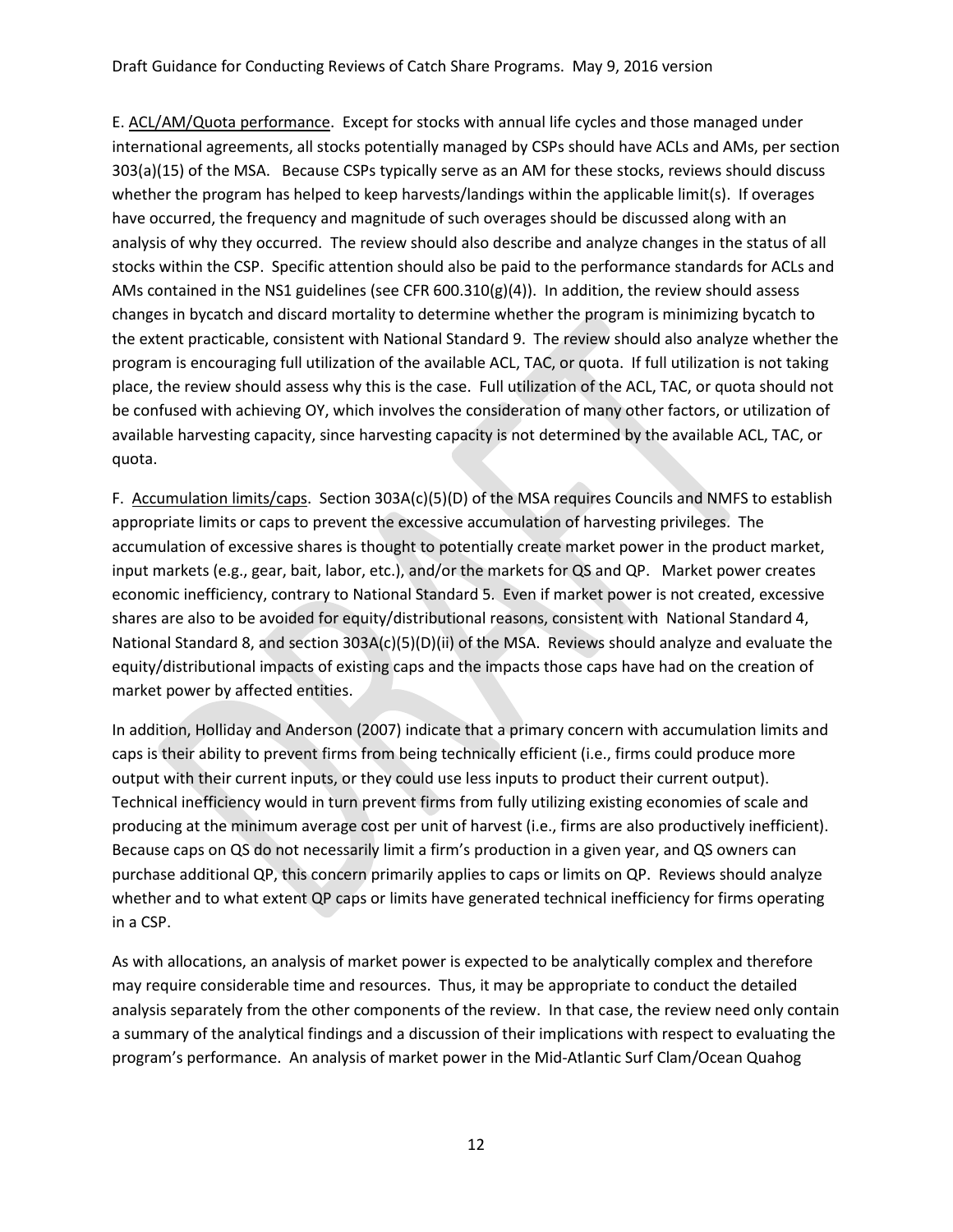E. ACL/AM/Quota performance. Except for stocks with annual life cycles and those managed under international agreements, all stocks potentially managed by CSPs should have ACLs and AMs, per section 303(a)(15) of the MSA. Because CSPs typically serve as an AM for these stocks, reviews should discuss whether the program has helped to keep harvests/landings within the applicable limit(s). If overages have occurred, the frequency and magnitude of such overages should be discussed along with an analysis of why they occurred. The review should also describe and analyze changes in the status of all stocks within the CSP. Specific attention should also be paid to the performance standards for ACLs and AMs contained in the NS1 guidelines (see CFR 600.310(g)(4)). In addition, the review should assess changes in bycatch and discard mortality to determine whether the program is minimizing bycatch to the extent practicable, consistent with National Standard 9. The review should also analyze whether the program is encouraging full utilization of the available ACL, TAC, or quota. If full utilization is not taking place, the review should assess why this is the case. Full utilization of the ACL, TAC, or quota should not be confused with achieving OY, which involves the consideration of many other factors, or utilization of available harvesting capacity, since harvesting capacity is not determined by the available ACL, TAC, or quota.

F. Accumulation limits/caps. Section 303A(c)(5)(D) of the MSA requires Councils and NMFS to establish appropriate limits or caps to prevent the excessive accumulation of harvesting privileges. The accumulation of excessive shares is thought to potentially create market power in the product market, input markets (e.g., gear, bait, labor, etc.), and/or the markets for QS and QP. Market power creates economic inefficiency, contrary to National Standard 5. Even if market power is not created, excessive shares are also to be avoided for equity/distributional reasons, consistent with National Standard 4, National Standard 8, and section 303A(c)(5)(D)(ii) of the MSA. Reviews should analyze and evaluate the equity/distributional impacts of existing caps and the impacts those caps have had on the creation of market power by affected entities.

In addition, Holliday and Anderson (2007) indicate that a primary concern with accumulation limits and caps is their ability to prevent firms from being technically efficient (i.e., firms could produce more output with their current inputs, or they could use less inputs to product their current output). Technical inefficiency would in turn prevent firms from fully utilizing existing economies of scale and producing at the minimum average cost per unit of harvest (i.e., firms are also productively inefficient). Because caps on QS do not necessarily limit a firm's production in a given year, and QS owners can purchase additional QP, this concern primarily applies to caps or limits on QP. Reviews should analyze whether and to what extent QP caps or limits have generated technical inefficiency for firms operating in a CSP.

As with allocations, an analysis of market power is expected to be analytically complex and therefore may require considerable time and resources. Thus, it may be appropriate to conduct the detailed analysis separately from the other components of the review. In that case, the review need only contain a summary of the analytical findings and a discussion of their implications with respect to evaluating the program's performance. An analysis of market power in the Mid-Atlantic Surf Clam/Ocean Quahog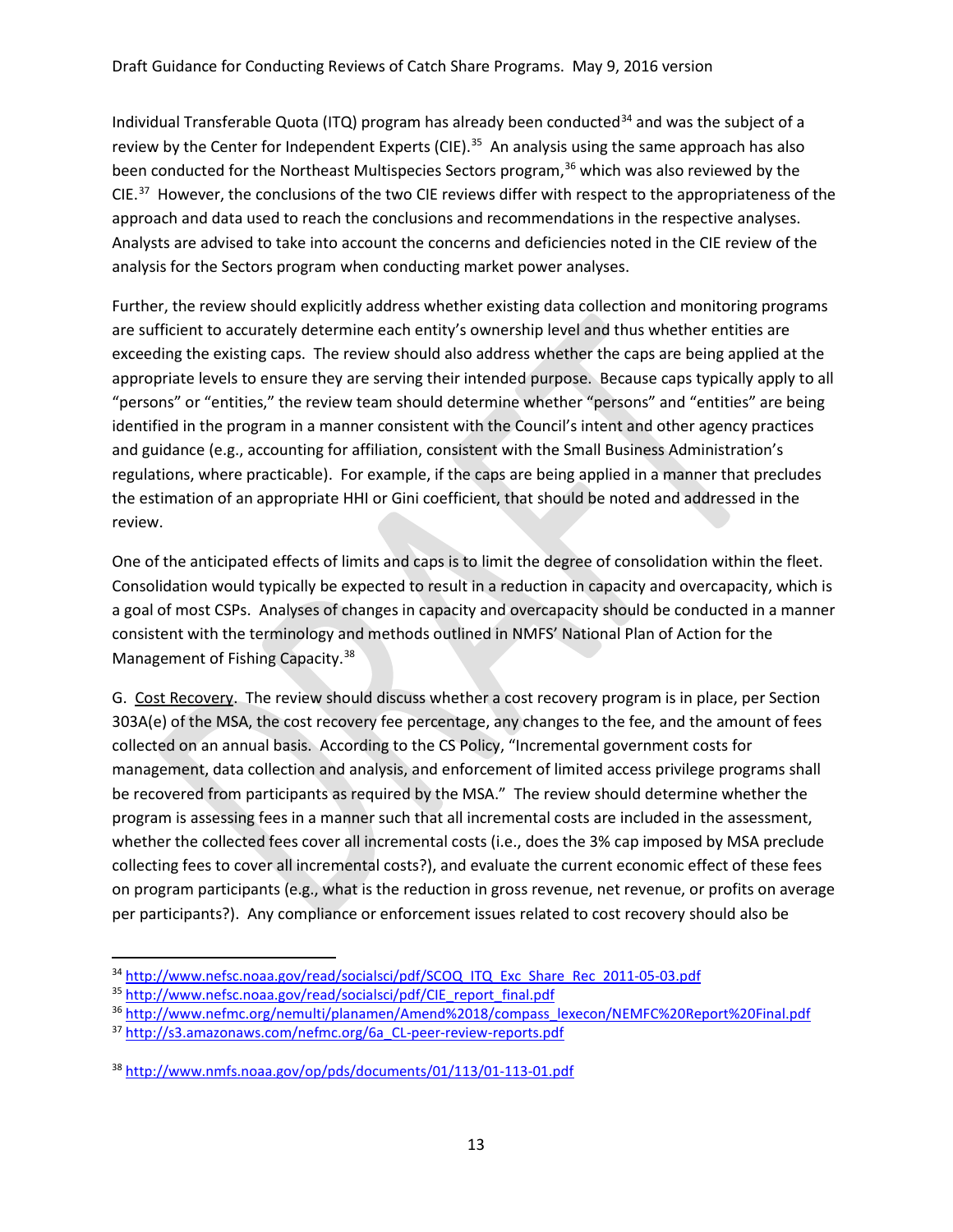Individual Transferable Quota (ITQ) program has already been conducted[34] and was the subject of a review by the Center for Independent Experts (CIE).[35] An analysis using the same approach has also been conducted for the Northeast Multispecies Sectors program,[36] which was also reviewed by the CIE.[37] However, the conclusions of the two CIE reviews differ with respect to the appropriateness of the approach and data used to reach the conclusions and recommendations in the respective analyses. Analysts are advised to take into account the concerns and deficiencies noted in the CIE review of the analysis for the Sectors program when conducting market power analyses.

Further, the review should explicitly address whether existing data collection and monitoring programs are sufficient to accurately determine each entity's ownership level and thus whether entities are exceeding the existing caps. The review should also address whether the caps are being applied at the appropriate levels to ensure they are serving their intended purpose. Because caps typically apply to all "persons" or "entities," the review team should determine whether "persons" and "entities" are being identified in the program in a manner consistent with the Council's intent and other agency practices and guidance (e.g., accounting for affiliation, consistent with the Small Business Administration's regulations, where practicable). For example, if the caps are being applied in a manner that precludes the estimation of an appropriate HHI or Gini coefficient, that should be noted and addressed in the review.

One of the anticipated effects of limits and caps is to limit the degree of consolidation within the fleet. Consolidation would typically be expected to result in a reduction in capacity and overcapacity, which is a goal of most CSPs. Analyses of changes in capacity and overcapacity should be conducted in a manner consistent with the terminology and methods outlined in NMFS' National Plan of Action for the Management of Fishing Capacity.[38]

G. Cost Recovery. The review should discuss whether a cost recovery program is in place, per Section 303A(e) of the MSA, the cost recovery fee percentage, any changes to the fee, and the amount of fees collected on an annual basis. According to the CS Policy, "Incremental government costs for management, data collection and analysis, and enforcement of limited access privilege programs shall be recovered from participants as required by the MSA." The review should determine whether the program is assessing fees in a manner such that all incremental costs are included in the assessment, whether the collected fees cover all incremental costs (i.e., does the 3% cap imposed by MSA preclude collecting fees to cover all incremental costs?), and evaluate the current economic effect of these fees on program participants (e.g., what is the reduction in gross revenue, net revenue, or profits on average per participants?). Any compliance or enforcement issues related to cost recovery should also be

---

[34] http://www.nefsc.noaa.gov/read/socialsci/pdf/SCOQ_ITQ_Exc_Share_Rec_2011-05-03.pdf

[35] http://www.nefsc.noaa.gov/read/socialsci/pdf/CIE_report_final.pdf

[36] http://www.nefmc.org/nemulti/planamen/Amend%2018/compass_lexecon/NEMFC%20Report%20Final.pdf

[37] http://s3.amazonaws.com/nefmc.org/6a_CL-peer-review-reports.pdf

[38] http://www.nmfs.noaa.gov/op/pds/documents/01/113/01-113-01.pdf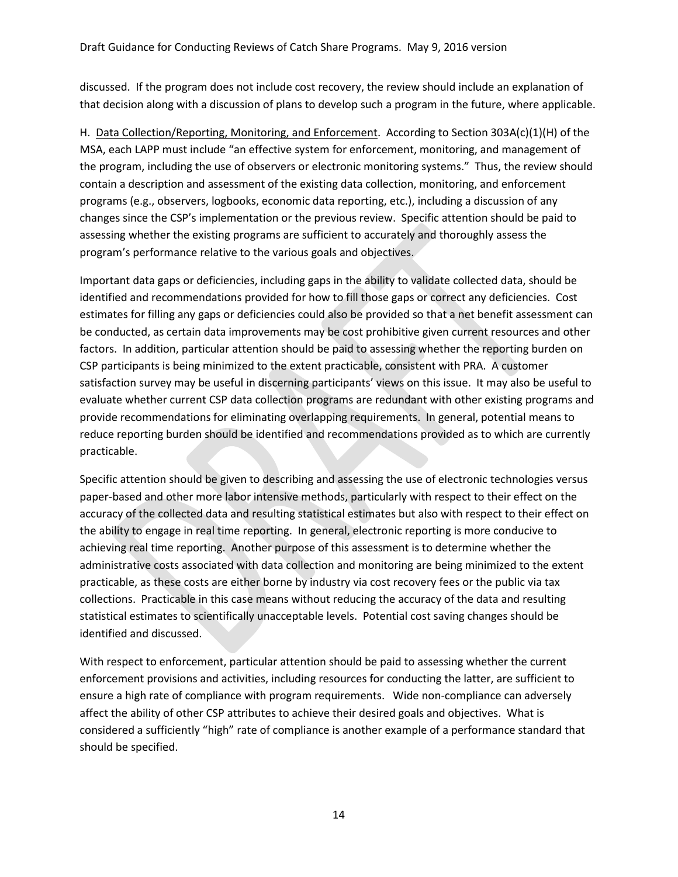discussed. If the program does not include cost recovery, the review should include an explanation of that decision along with a discussion of plans to develop such a program in the future, where applicable.

H. Data Collection/Reporting, Monitoring, and Enforcement. According to Section 303A(c)(1)(H) of the MSA, each LAPP must include "an effective system for enforcement, monitoring, and management of the program, including the use of observers or electronic monitoring systems." Thus, the review should contain a description and assessment of the existing data collection, monitoring, and enforcement programs (e.g., observers, logbooks, economic data reporting, etc.), including a discussion of any changes since the CSP's implementation or the previous review. Specific attention should be paid to assessing whether the existing programs are sufficient to accurately and thoroughly assess the program's performance relative to the various goals and objectives.

Important data gaps or deficiencies, including gaps in the ability to validate collected data, should be identified and recommendations provided for how to fill those gaps or correct any deficiencies. Cost estimates for filling any gaps or deficiencies could also be provided so that a net benefit assessment can be conducted, as certain data improvements may be cost prohibitive given current resources and other factors. In addition, particular attention should be paid to assessing whether the reporting burden on CSP participants is being minimized to the extent practicable, consistent with PRA. A customer satisfaction survey may be useful in discerning participants' views on this issue. It may also be useful to evaluate whether current CSP data collection programs are redundant with other existing programs and provide recommendations for eliminating overlapping requirements. In general, potential means to reduce reporting burden should be identified and recommendations provided as to which are currently practicable.

Specific attention should be given to describing and assessing the use of electronic technologies versus paper-based and other more labor intensive methods, particularly with respect to their effect on the accuracy of the collected data and resulting statistical estimates but also with respect to their effect on the ability to engage in real time reporting. In general, electronic reporting is more conducive to achieving real time reporting. Another purpose of this assessment is to determine whether the administrative costs associated with data collection and monitoring are being minimized to the extent practicable, as these costs are either borne by industry via cost recovery fees or the public via tax collections. Practicable in this case means without reducing the accuracy of the data and resulting statistical estimates to scientifically unacceptable levels. Potential cost saving changes should be identified and discussed.

With respect to enforcement, particular attention should be paid to assessing whether the current enforcement provisions and activities, including resources for conducting the latter, are sufficient to ensure a high rate of compliance with program requirements. Wide non-compliance can adversely affect the ability of other CSP attributes to achieve their desired goals and objectives. What is considered a sufficiently "high" rate of compliance is another example of a performance standard that should be specified.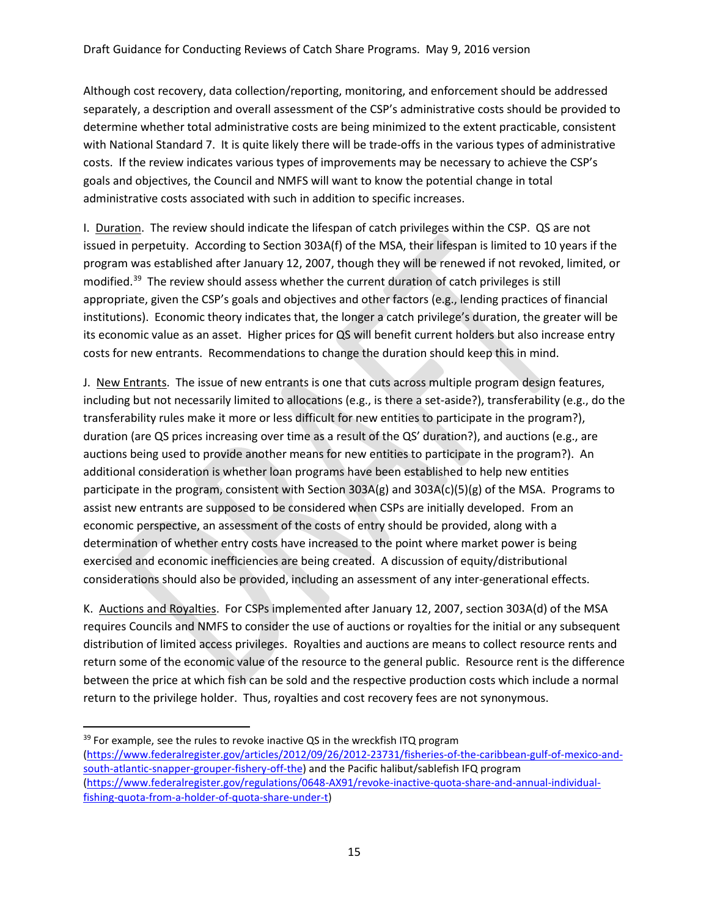Although cost recovery, data collection/reporting, monitoring, and enforcement should be addressed separately, a description and overall assessment of the CSP's administrative costs should be provided to determine whether total administrative costs are being minimized to the extent practicable, consistent with National Standard 7. It is quite likely there will be trade-offs in the various types of administrative costs. If the review indicates various types of improvements may be necessary to achieve the CSP's goals and objectives, the Council and NMFS will want to know the potential change in total administrative costs associated with such in addition to specific increases.

I. Duration. The review should indicate the lifespan of catch privileges within the CSP. QS are not issued in perpetuity. According to Section 303A(f) of the MSA, their lifespan is limited to 10 years if the program was established after January 12, 2007, though they will be renewed if not revoked, limited, or modified.[39] The review should assess whether the current duration of catch privileges is still appropriate, given the CSP's goals and objectives and other factors (e.g., lending practices of financial institutions). Economic theory indicates that, the longer a catch privilege's duration, the greater will be its economic value as an asset. Higher prices for QS will benefit current holders but also increase entry costs for new entrants. Recommendations to change the duration should keep this in mind.

J. New Entrants. The issue of new entrants is one that cuts across multiple program design features, including but not necessarily limited to allocations (e.g., is there a set-aside?), transferability (e.g., do the transferability rules make it more or less difficult for new entities to participate in the program?), duration (are QS prices increasing over time as a result of the QS' duration?), and auctions (e.g., are auctions being used to provide another means for new entities to participate in the program?). An additional consideration is whether loan programs have been established to help new entities participate in the program, consistent with Section 303A(g) and 303A(c)(5)(g) of the MSA. Programs to assist new entrants are supposed to be considered when CSPs are initially developed. From an economic perspective, an assessment of the costs of entry should be provided, along with a determination of whether entry costs have increased to the point where market power is being exercised and economic inefficiencies are being created. A discussion of equity/distributional considerations should also be provided, including an assessment of any inter-generational effects.

K. Auctions and Royalties. For CSPs implemented after January 12, 2007, section 303A(d) of the MSA requires Councils and NMFS to consider the use of auctions or royalties for the initial or any subsequent distribution of limited access privileges. Royalties and auctions are means to collect resource rents and return some of the economic value of the resource to the general public. Resource rent is the difference between the price at which fish can be sold and the respective production costs which include a normal return to the privilege holder. Thus, royalties and cost recovery fees are not synonymous.

---

[39] For example, see the rules to revoke inactive QS in the wreckfish ITQ program (https://www.federalregister.gov/articles/2012/09/26/2012-23731/fisheries-of-the-caribbean-gulf-of-mexico-and-south-atlantic-snapper-grouper-fishery-off-the) and the Pacific halibut/sablefish IFQ program (https://www.federalregister.gov/regulations/0648-AX91/revoke-inactive-quota-share-and-annual-individual-fishing-quota-from-a-holder-of-quota-share-under-t)